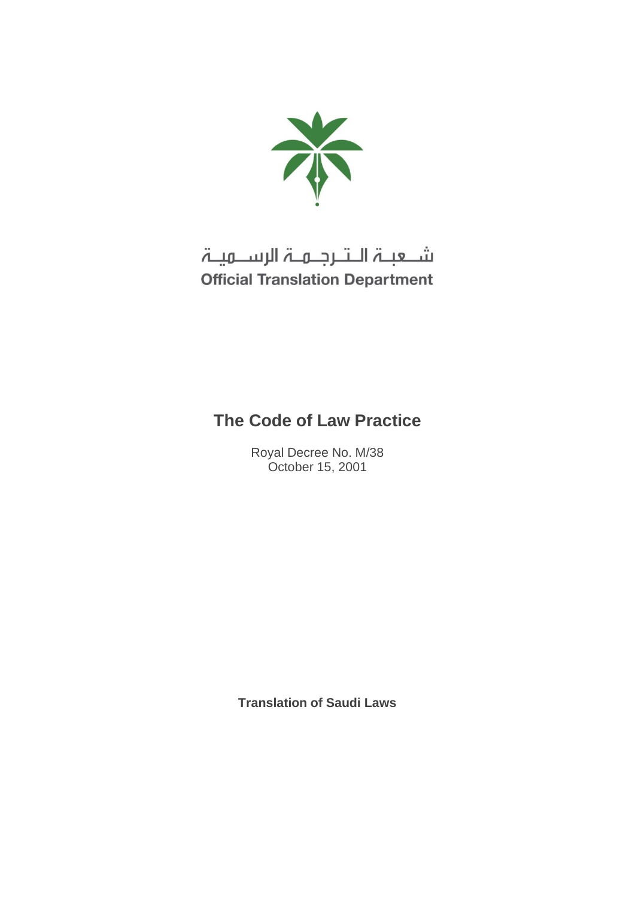شعبة الترجمة الرسمية

**Official Translation Department**

# The Code of Law Practice

Royal Decree No. M/38
October 15, 2001

**Translation of Saudi Laws**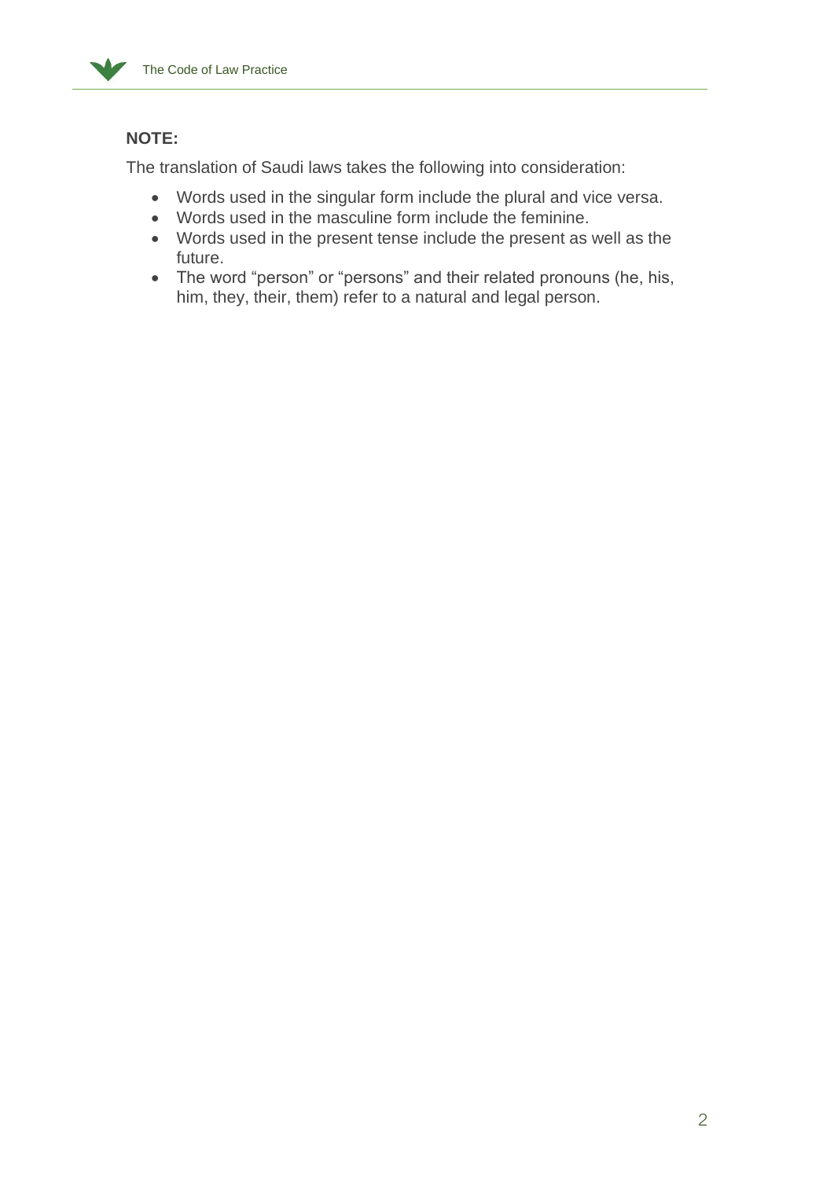**NOTE:**

The translation of Saudi laws takes the following into consideration:

- Words used in the singular form include the plural and vice versa.
- Words used in the masculine form include the feminine.
- Words used in the present tense include the present as well as the future.
- The word "person" or "persons" and their related pronouns (he, his, him, they, their, them) refer to a natural and legal person.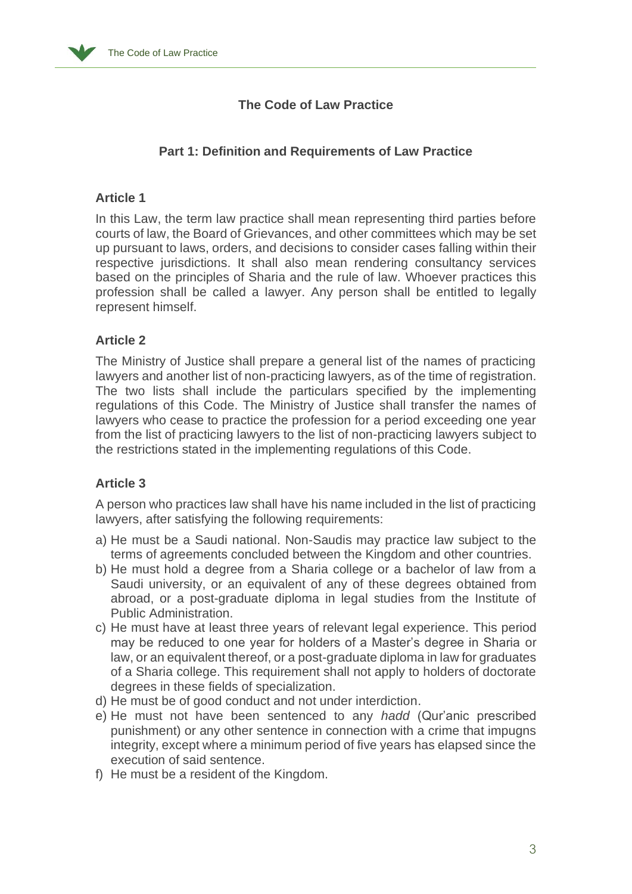# The Code of Law Practice

## Part 1: Definition and Requirements of Law Practice

### Article 1

In this Law, the term law practice shall mean representing third parties before courts of law, the Board of Grievances, and other committees which may be set up pursuant to laws, orders, and decisions to consider cases falling within their respective jurisdictions. It shall also mean rendering consultancy services based on the principles of Sharia and the rule of law. Whoever practices this profession shall be called a lawyer. Any person shall be entitled to legally represent himself.

### Article 2

The Ministry of Justice shall prepare a general list of the names of practicing lawyers and another list of non-practicing lawyers, as of the time of registration. The two lists shall include the particulars specified by the implementing regulations of this Code. The Ministry of Justice shall transfer the names of lawyers who cease to practice the profession for a period exceeding one year from the list of practicing lawyers to the list of non-practicing lawyers subject to the restrictions stated in the implementing regulations of this Code.

### Article 3

A person who practices law shall have his name included in the list of practicing lawyers, after satisfying the following requirements:

a) He must be a Saudi national. Non-Saudis may practice law subject to the terms of agreements concluded between the Kingdom and other countries.
b) He must hold a degree from a Sharia college or a bachelor of law from a Saudi university, or an equivalent of any of these degrees obtained from abroad, or a post-graduate diploma in legal studies from the Institute of Public Administration.
c) He must have at least three years of relevant legal experience. This period may be reduced to one year for holders of a Master's degree in Sharia or law, or an equivalent thereof, or a post-graduate diploma in law for graduates of a Sharia college. This requirement shall not apply to holders of doctorate degrees in these fields of specialization.
d) He must be of good conduct and not under interdiction.
e) He must not have been sentenced to any *hadd* (Qur'anic prescribed punishment) or any other sentence in connection with a crime that impugns integrity, except where a minimum period of five years has elapsed since the execution of said sentence.
f) He must be a resident of the Kingdom.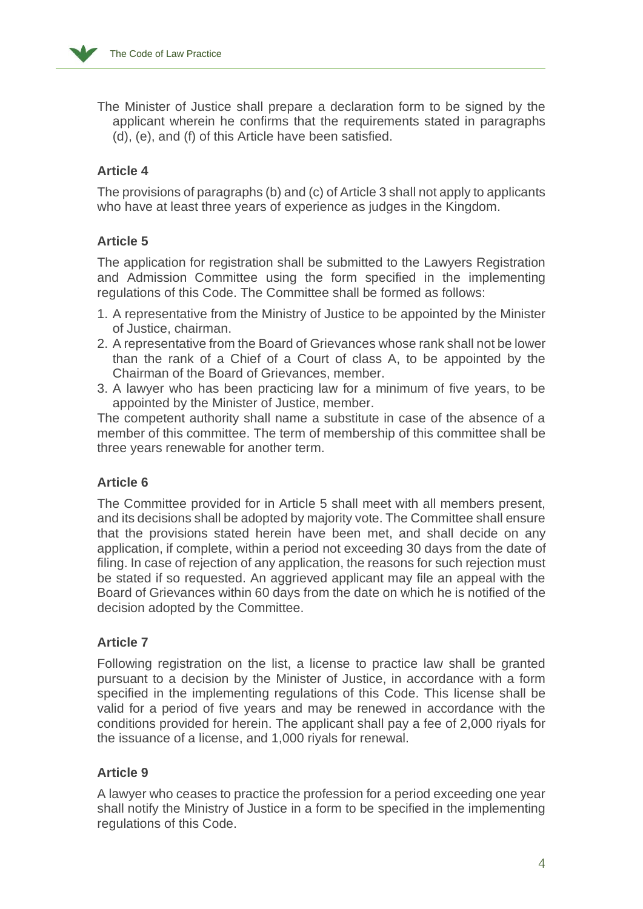The Minister of Justice shall prepare a declaration form to be signed by the applicant wherein he confirms that the requirements stated in paragraphs (d), (e), and (f) of this Article have been satisfied.

### Article 4

The provisions of paragraphs (b) and (c) of Article 3 shall not apply to applicants who have at least three years of experience as judges in the Kingdom.

### Article 5

The application for registration shall be submitted to the Lawyers Registration and Admission Committee using the form specified in the implementing regulations of this Code. The Committee shall be formed as follows:

1. A representative from the Ministry of Justice to be appointed by the Minister of Justice, chairman.
2. A representative from the Board of Grievances whose rank shall not be lower than the rank of a Chief of a Court of class A, to be appointed by the Chairman of the Board of Grievances, member.
3. A lawyer who has been practicing law for a minimum of five years, to be appointed by the Minister of Justice, member.

The competent authority shall name a substitute in case of the absence of a member of this committee. The term of membership of this committee shall be three years renewable for another term.

### Article 6

The Committee provided for in Article 5 shall meet with all members present, and its decisions shall be adopted by majority vote. The Committee shall ensure that the provisions stated herein have been met, and shall decide on any application, if complete, within a period not exceeding 30 days from the date of filing. In case of rejection of any application, the reasons for such rejection must be stated if so requested. An aggrieved applicant may file an appeal with the Board of Grievances within 60 days from the date on which he is notified of the decision adopted by the Committee.

### Article 7

Following registration on the list, a license to practice law shall be granted pursuant to a decision by the Minister of Justice, in accordance with a form specified in the implementing regulations of this Code. This license shall be valid for a period of five years and may be renewed in accordance with the conditions provided for herein. The applicant shall pay a fee of 2,000 riyals for the issuance of a license, and 1,000 riyals for renewal.

### Article 9

A lawyer who ceases to practice the profession for a period exceeding one year shall notify the Ministry of Justice in a form to be specified in the implementing regulations of this Code.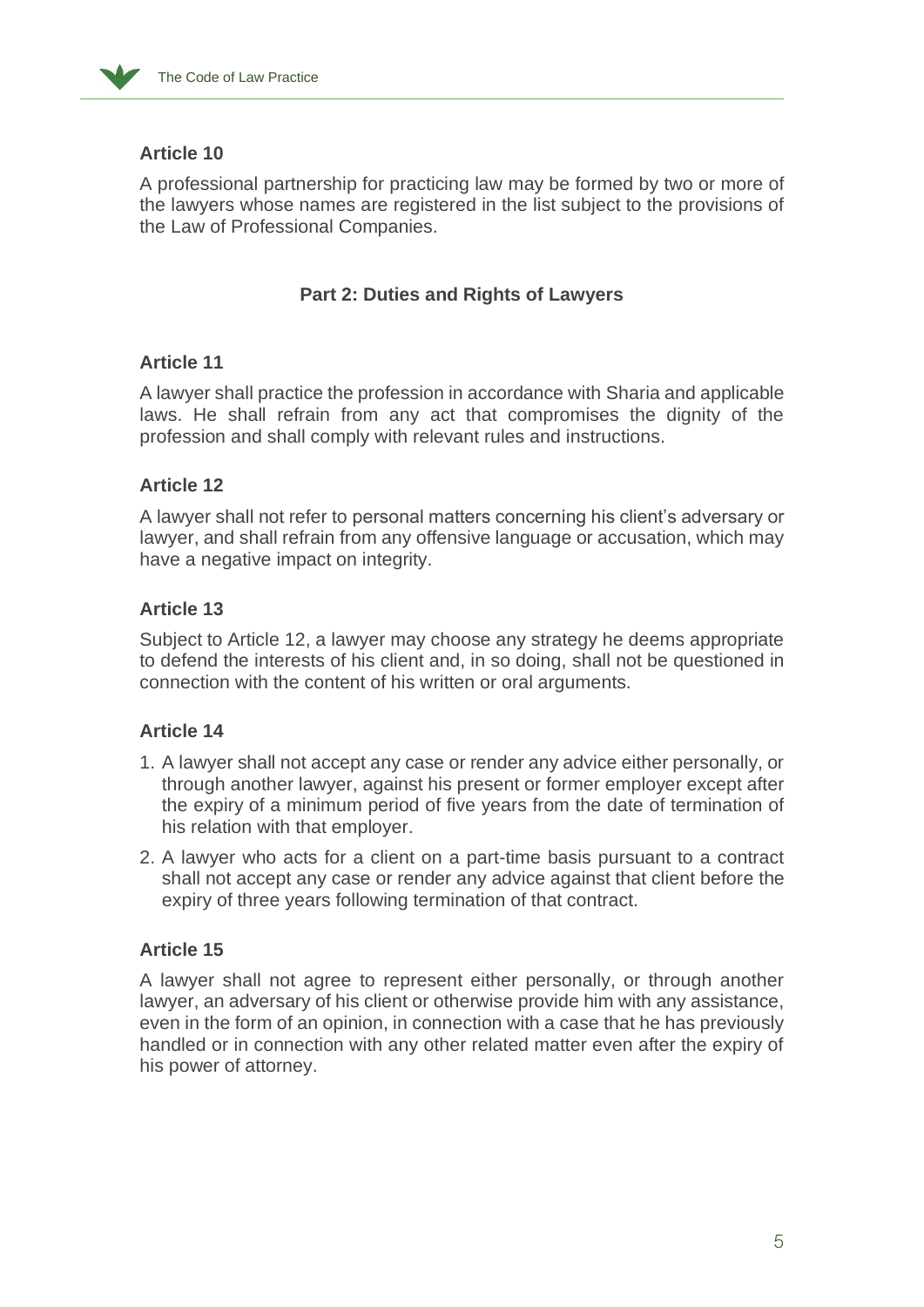### Article 10

A professional partnership for practicing law may be formed by two or more of the lawyers whose names are registered in the list subject to the provisions of the Law of Professional Companies.

## Part 2: Duties and Rights of Lawyers

### Article 11

A lawyer shall practice the profession in accordance with Sharia and applicable laws. He shall refrain from any act that compromises the dignity of the profession and shall comply with relevant rules and instructions.

### Article 12

A lawyer shall not refer to personal matters concerning his client's adversary or lawyer, and shall refrain from any offensive language or accusation, which may have a negative impact on integrity.

### Article 13

Subject to Article 12, a lawyer may choose any strategy he deems appropriate to defend the interests of his client and, in so doing, shall not be questioned in connection with the content of his written or oral arguments.

### Article 14

1. A lawyer shall not accept any case or render any advice either personally, or through another lawyer, against his present or former employer except after the expiry of a minimum period of five years from the date of termination of his relation with that employer.
2. A lawyer who acts for a client on a part-time basis pursuant to a contract shall not accept any case or render any advice against that client before the expiry of three years following termination of that contract.

### Article 15

A lawyer shall not agree to represent either personally, or through another lawyer, an adversary of his client or otherwise provide him with any assistance, even in the form of an opinion, in connection with a case that he has previously handled or in connection with any other related matter even after the expiry of his power of attorney.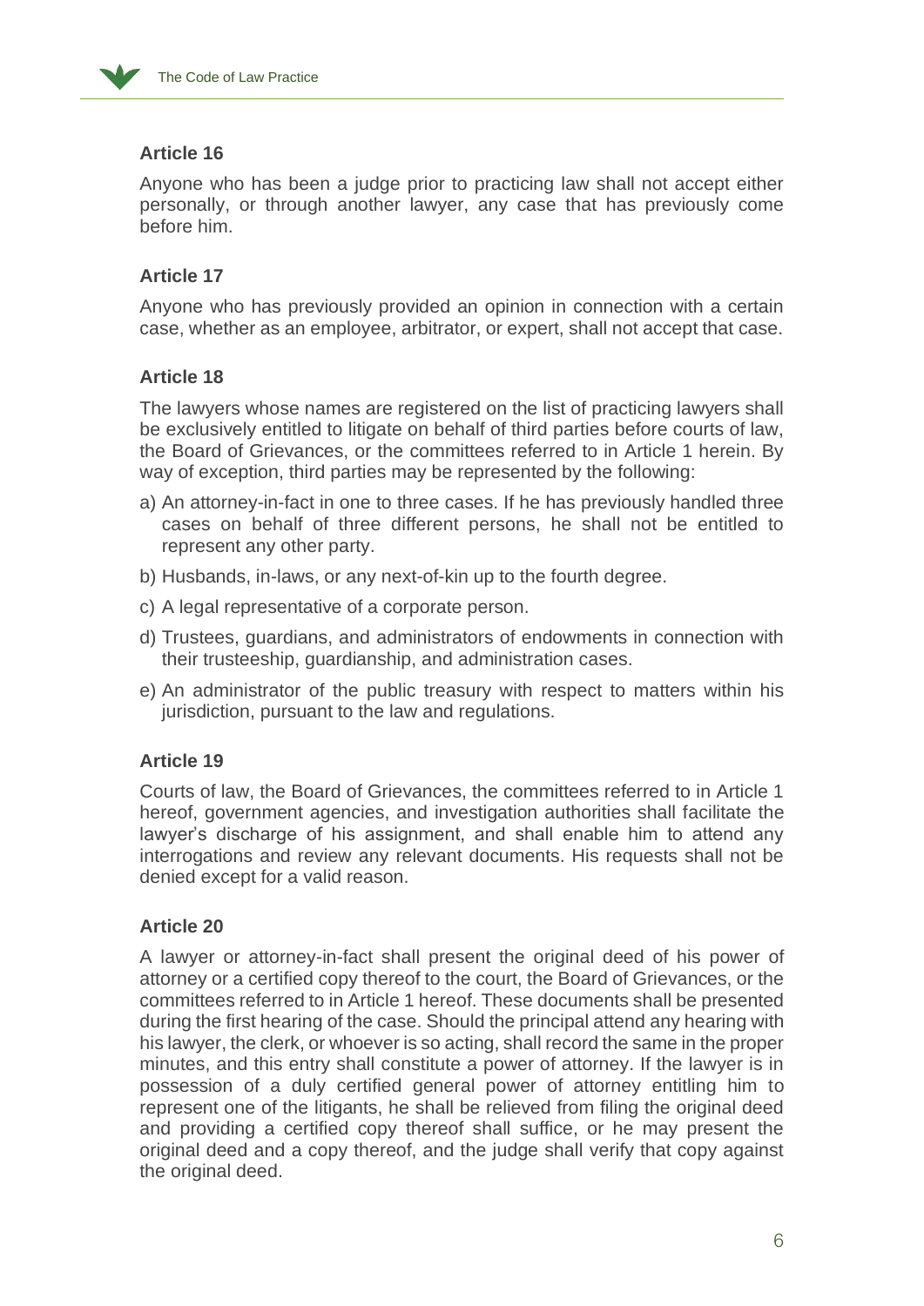### Article 16

Anyone who has been a judge prior to practicing law shall not accept either personally, or through another lawyer, any case that has previously come before him.

### Article 17

Anyone who has previously provided an opinion in connection with a certain case, whether as an employee, arbitrator, or expert, shall not accept that case.

### Article 18

The lawyers whose names are registered on the list of practicing lawyers shall be exclusively entitled to litigate on behalf of third parties before courts of law, the Board of Grievances, or the committees referred to in Article 1 herein. By way of exception, third parties may be represented by the following:

a) An attorney-in-fact in one to three cases. If he has previously handled three cases on behalf of three different persons, he shall not be entitled to represent any other party.

b) Husbands, in-laws, or any next-of-kin up to the fourth degree.

c) A legal representative of a corporate person.

d) Trustees, guardians, and administrators of endowments in connection with their trusteeship, guardianship, and administration cases.

e) An administrator of the public treasury with respect to matters within his jurisdiction, pursuant to the law and regulations.

### Article 19

Courts of law, the Board of Grievances, the committees referred to in Article 1 hereof, government agencies, and investigation authorities shall facilitate the lawyer's discharge of his assignment, and shall enable him to attend any interrogations and review any relevant documents. His requests shall not be denied except for a valid reason.

### Article 20

A lawyer or attorney-in-fact shall present the original deed of his power of attorney or a certified copy thereof to the court, the Board of Grievances, or the committees referred to in Article 1 hereof. These documents shall be presented during the first hearing of the case. Should the principal attend any hearing with his lawyer, the clerk, or whoever is so acting, shall record the same in the proper minutes, and this entry shall constitute a power of attorney. If the lawyer is in possession of a duly certified general power of attorney entitling him to represent one of the litigants, he shall be relieved from filing the original deed and providing a certified copy thereof shall suffice, or he may present the original deed and a copy thereof, and the judge shall verify that copy against the original deed.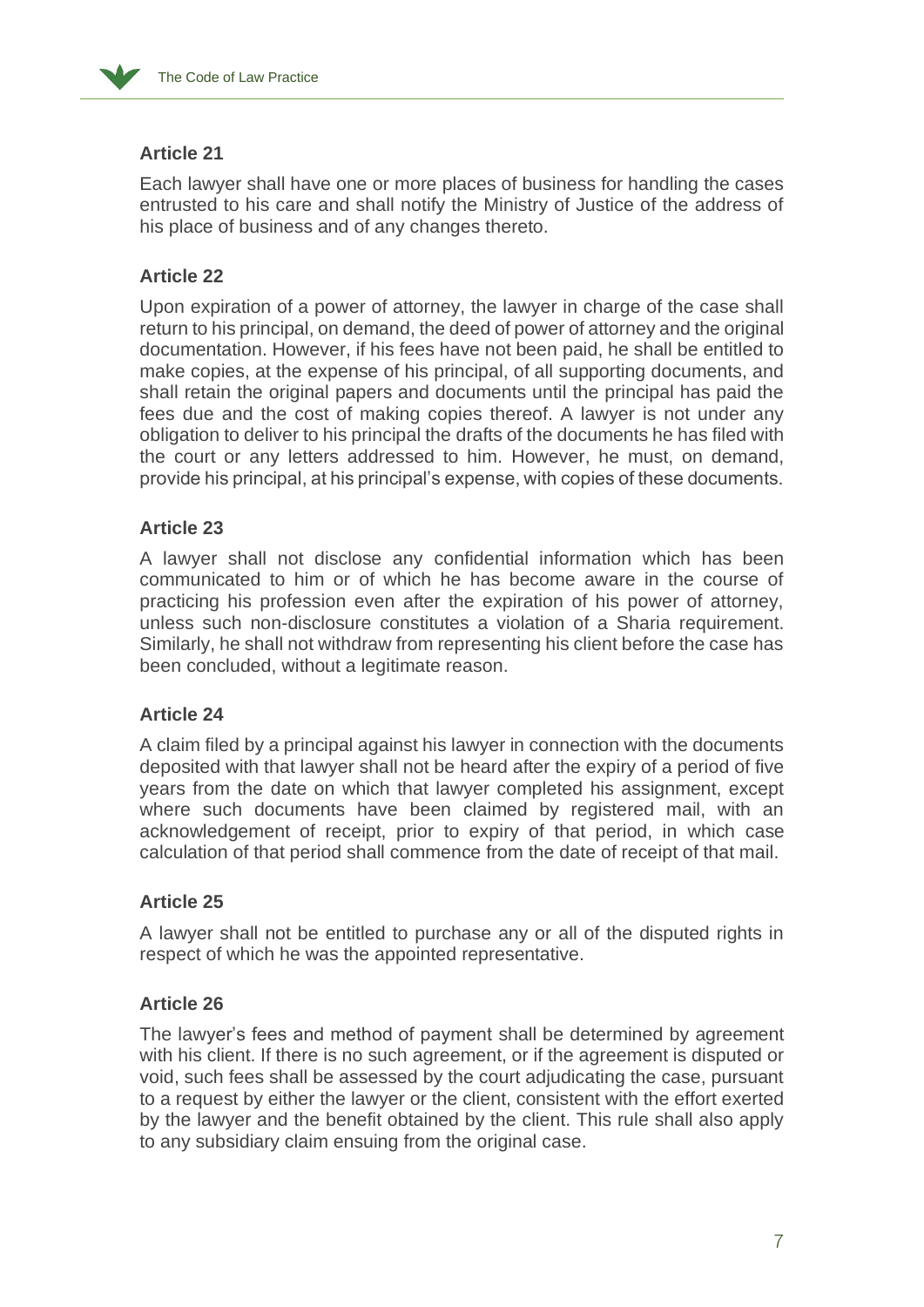### Article 21

Each lawyer shall have one or more places of business for handling the cases entrusted to his care and shall notify the Ministry of Justice of the address of his place of business and of any changes thereto.

### Article 22

Upon expiration of a power of attorney, the lawyer in charge of the case shall return to his principal, on demand, the deed of power of attorney and the original documentation. However, if his fees have not been paid, he shall be entitled to make copies, at the expense of his principal, of all supporting documents, and shall retain the original papers and documents until the principal has paid the fees due and the cost of making copies thereof. A lawyer is not under any obligation to deliver to his principal the drafts of the documents he has filed with the court or any letters addressed to him. However, he must, on demand, provide his principal, at his principal's expense, with copies of these documents.

### Article 23

A lawyer shall not disclose any confidential information which has been communicated to him or of which he has become aware in the course of practicing his profession even after the expiration of his power of attorney, unless such non-disclosure constitutes a violation of a Sharia requirement. Similarly, he shall not withdraw from representing his client before the case has been concluded, without a legitimate reason.

### Article 24

A claim filed by a principal against his lawyer in connection with the documents deposited with that lawyer shall not be heard after the expiry of a period of five years from the date on which that lawyer completed his assignment, except where such documents have been claimed by registered mail, with an acknowledgement of receipt, prior to expiry of that period, in which case calculation of that period shall commence from the date of receipt of that mail.

### Article 25

A lawyer shall not be entitled to purchase any or all of the disputed rights in respect of which he was the appointed representative.

### Article 26

The lawyer's fees and method of payment shall be determined by agreement with his client. If there is no such agreement, or if the agreement is disputed or void, such fees shall be assessed by the court adjudicating the case, pursuant to a request by either the lawyer or the client, consistent with the effort exerted by the lawyer and the benefit obtained by the client. This rule shall also apply to any subsidiary claim ensuing from the original case.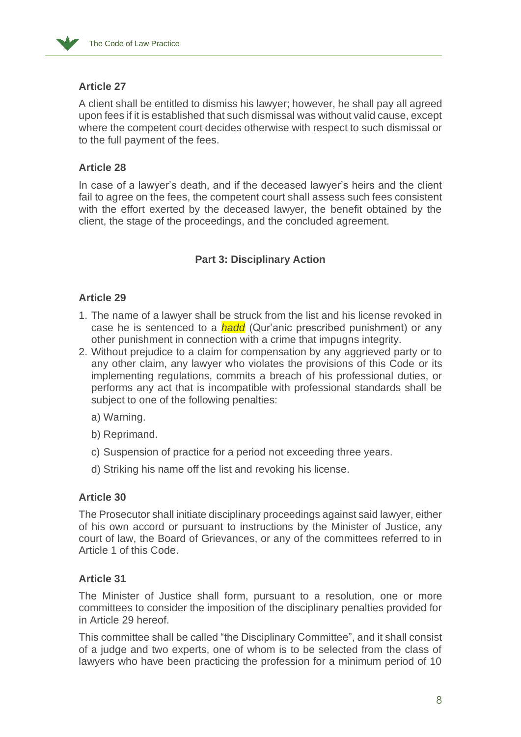### Article 27

A client shall be entitled to dismiss his lawyer; however, he shall pay all agreed upon fees if it is established that such dismissal was without valid cause, except where the competent court decides otherwise with respect to such dismissal or to the full payment of the fees.

### Article 28

In case of a lawyer's death, and if the deceased lawyer's heirs and the client fail to agree on the fees, the competent court shall assess such fees consistent with the effort exerted by the deceased lawyer, the benefit obtained by the client, the stage of the proceedings, and the concluded agreement.

## Part 3: Disciplinary Action

### Article 29

1. The name of a lawyer shall be struck from the list and his license revoked in case he is sentenced to a ***hadd*** (Qur'anic prescribed punishment) or any other punishment in connection with a crime that impugns integrity.
2. Without prejudice to a claim for compensation by any aggrieved party or to any other claim, any lawyer who violates the provisions of this Code or its implementing regulations, commits a breach of his professional duties, or performs any act that is incompatible with professional standards shall be subject to one of the following penalties:

   a) Warning.

   b) Reprimand.

   c) Suspension of practice for a period not exceeding three years.

   d) Striking his name off the list and revoking his license.

### Article 30

The Prosecutor shall initiate disciplinary proceedings against said lawyer, either of his own accord or pursuant to instructions by the Minister of Justice, any court of law, the Board of Grievances, or any of the committees referred to in Article 1 of this Code.

### Article 31

The Minister of Justice shall form, pursuant to a resolution, one or more committees to consider the imposition of the disciplinary penalties provided for in Article 29 hereof.

This committee shall be called "the Disciplinary Committee", and it shall consist of a judge and two experts, one of whom is to be selected from the class of lawyers who have been practicing the profession for a minimum period of 10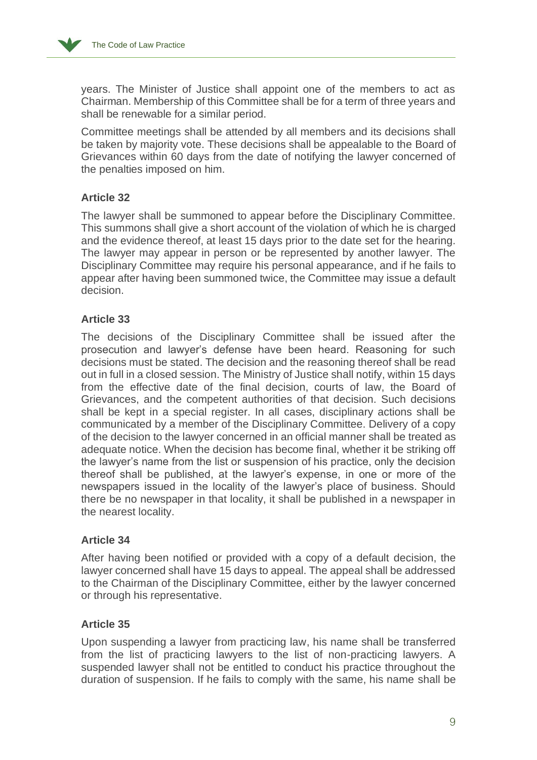years. The Minister of Justice shall appoint one of the members to act as Chairman. Membership of this Committee shall be for a term of three years and shall be renewable for a similar period.

Committee meetings shall be attended by all members and its decisions shall be taken by majority vote. These decisions shall be appealable to the Board of Grievances within 60 days from the date of notifying the lawyer concerned of the penalties imposed on him.

### Article 32

The lawyer shall be summoned to appear before the Disciplinary Committee. This summons shall give a short account of the violation of which he is charged and the evidence thereof, at least 15 days prior to the date set for the hearing. The lawyer may appear in person or be represented by another lawyer. The Disciplinary Committee may require his personal appearance, and if he fails to appear after having been summoned twice, the Committee may issue a default decision.

### Article 33

The decisions of the Disciplinary Committee shall be issued after the prosecution and lawyer's defense have been heard. Reasoning for such decisions must be stated. The decision and the reasoning thereof shall be read out in full in a closed session. The Ministry of Justice shall notify, within 15 days from the effective date of the final decision, courts of law, the Board of Grievances, and the competent authorities of that decision. Such decisions shall be kept in a special register. In all cases, disciplinary actions shall be communicated by a member of the Disciplinary Committee. Delivery of a copy of the decision to the lawyer concerned in an official manner shall be treated as adequate notice. When the decision has become final, whether it be striking off the lawyer's name from the list or suspension of his practice, only the decision thereof shall be published, at the lawyer's expense, in one or more of the newspapers issued in the locality of the lawyer's place of business. Should there be no newspaper in that locality, it shall be published in a newspaper in the nearest locality.

### Article 34

After having been notified or provided with a copy of a default decision, the lawyer concerned shall have 15 days to appeal. The appeal shall be addressed to the Chairman of the Disciplinary Committee, either by the lawyer concerned or through his representative.

### Article 35

Upon suspending a lawyer from practicing law, his name shall be transferred from the list of practicing lawyers to the list of non-practicing lawyers. A suspended lawyer shall not be entitled to conduct his practice throughout the duration of suspension. If he fails to comply with the same, his name shall be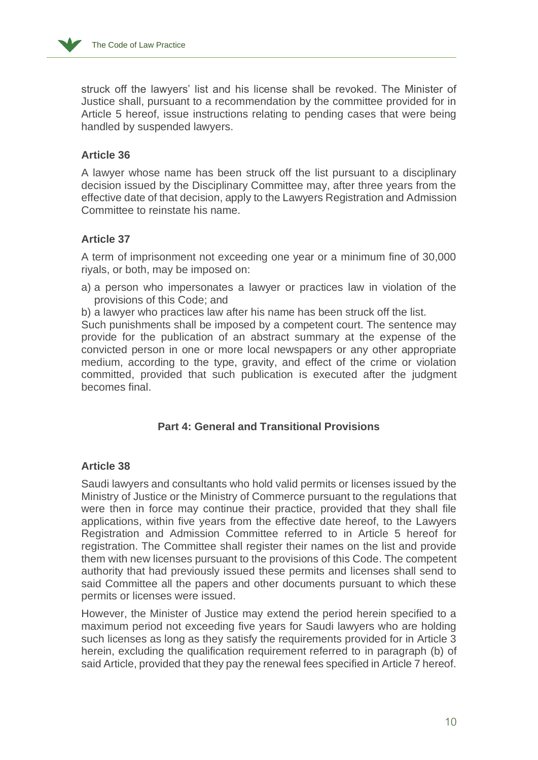struck off the lawyers' list and his license shall be revoked. The Minister of Justice shall, pursuant to a recommendation by the committee provided for in Article 5 hereof, issue instructions relating to pending cases that were being handled by suspended lawyers.

### Article 36

A lawyer whose name has been struck off the list pursuant to a disciplinary decision issued by the Disciplinary Committee may, after three years from the effective date of that decision, apply to the Lawyers Registration and Admission Committee to reinstate his name.

### Article 37

A term of imprisonment not exceeding one year or a minimum fine of 30,000 riyals, or both, may be imposed on:

a) a person who impersonates a lawyer or practices law in violation of the provisions of this Code; and

b) a lawyer who practices law after his name has been struck off the list.

Such punishments shall be imposed by a competent court. The sentence may provide for the publication of an abstract summary at the expense of the convicted person in one or more local newspapers or any other appropriate medium, according to the type, gravity, and effect of the crime or violation committed, provided that such publication is executed after the judgment becomes final.

## Part 4: General and Transitional Provisions

### Article 38

Saudi lawyers and consultants who hold valid permits or licenses issued by the Ministry of Justice or the Ministry of Commerce pursuant to the regulations that were then in force may continue their practice, provided that they shall file applications, within five years from the effective date hereof, to the Lawyers Registration and Admission Committee referred to in Article 5 hereof for registration. The Committee shall register their names on the list and provide them with new licenses pursuant to the provisions of this Code. The competent authority that had previously issued these permits and licenses shall send to said Committee all the papers and other documents pursuant to which these permits or licenses were issued.

However, the Minister of Justice may extend the period herein specified to a maximum period not exceeding five years for Saudi lawyers who are holding such licenses as long as they satisfy the requirements provided for in Article 3 herein, excluding the qualification requirement referred to in paragraph (b) of said Article, provided that they pay the renewal fees specified in Article 7 hereof.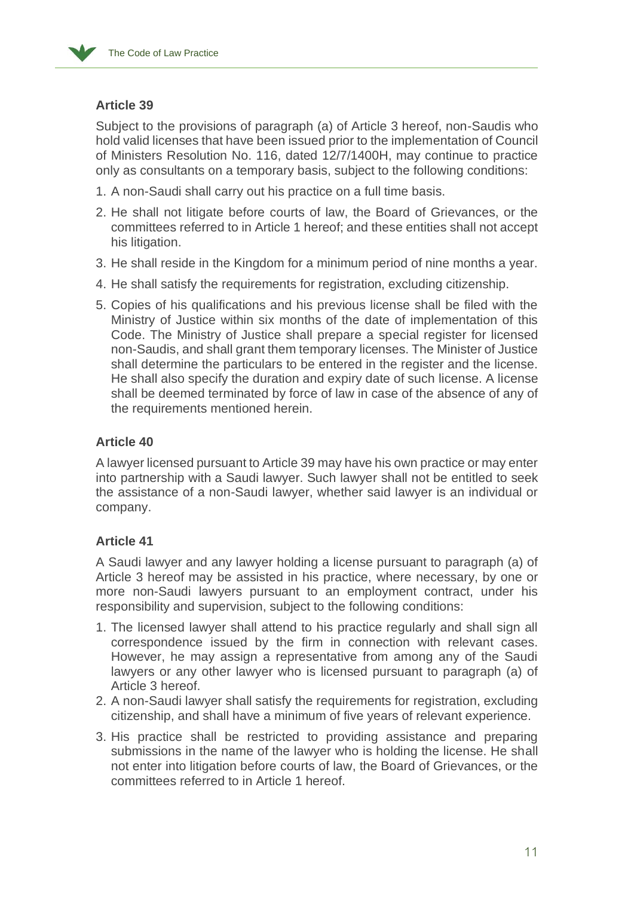### Article 39

Subject to the provisions of paragraph (a) of Article 3 hereof, non-Saudis who hold valid licenses that have been issued prior to the implementation of Council of Ministers Resolution No. 116, dated 12/7/1400H, may continue to practice only as consultants on a temporary basis, subject to the following conditions:

1. A non-Saudi shall carry out his practice on a full time basis.
2. He shall not litigate before courts of law, the Board of Grievances, or the committees referred to in Article 1 hereof; and these entities shall not accept his litigation.
3. He shall reside in the Kingdom for a minimum period of nine months a year.
4. He shall satisfy the requirements for registration, excluding citizenship.
5. Copies of his qualifications and his previous license shall be filed with the Ministry of Justice within six months of the date of implementation of this Code. The Ministry of Justice shall prepare a special register for licensed non-Saudis, and shall grant them temporary licenses. The Minister of Justice shall determine the particulars to be entered in the register and the license. He shall also specify the duration and expiry date of such license. A license shall be deemed terminated by force of law in case of the absence of any of the requirements mentioned herein.

### Article 40

A lawyer licensed pursuant to Article 39 may have his own practice or may enter into partnership with a Saudi lawyer. Such lawyer shall not be entitled to seek the assistance of a non-Saudi lawyer, whether said lawyer is an individual or company.

### Article 41

A Saudi lawyer and any lawyer holding a license pursuant to paragraph (a) of Article 3 hereof may be assisted in his practice, where necessary, by one or more non-Saudi lawyers pursuant to an employment contract, under his responsibility and supervision, subject to the following conditions:

1. The licensed lawyer shall attend to his practice regularly and shall sign all correspondence issued by the firm in connection with relevant cases. However, he may assign a representative from among any of the Saudi lawyers or any other lawyer who is licensed pursuant to paragraph (a) of Article 3 hereof.
2. A non-Saudi lawyer shall satisfy the requirements for registration, excluding citizenship, and shall have a minimum of five years of relevant experience.
3. His practice shall be restricted to providing assistance and preparing submissions in the name of the lawyer who is holding the license. He shall not enter into litigation before courts of law, the Board of Grievances, or the committees referred to in Article 1 hereof.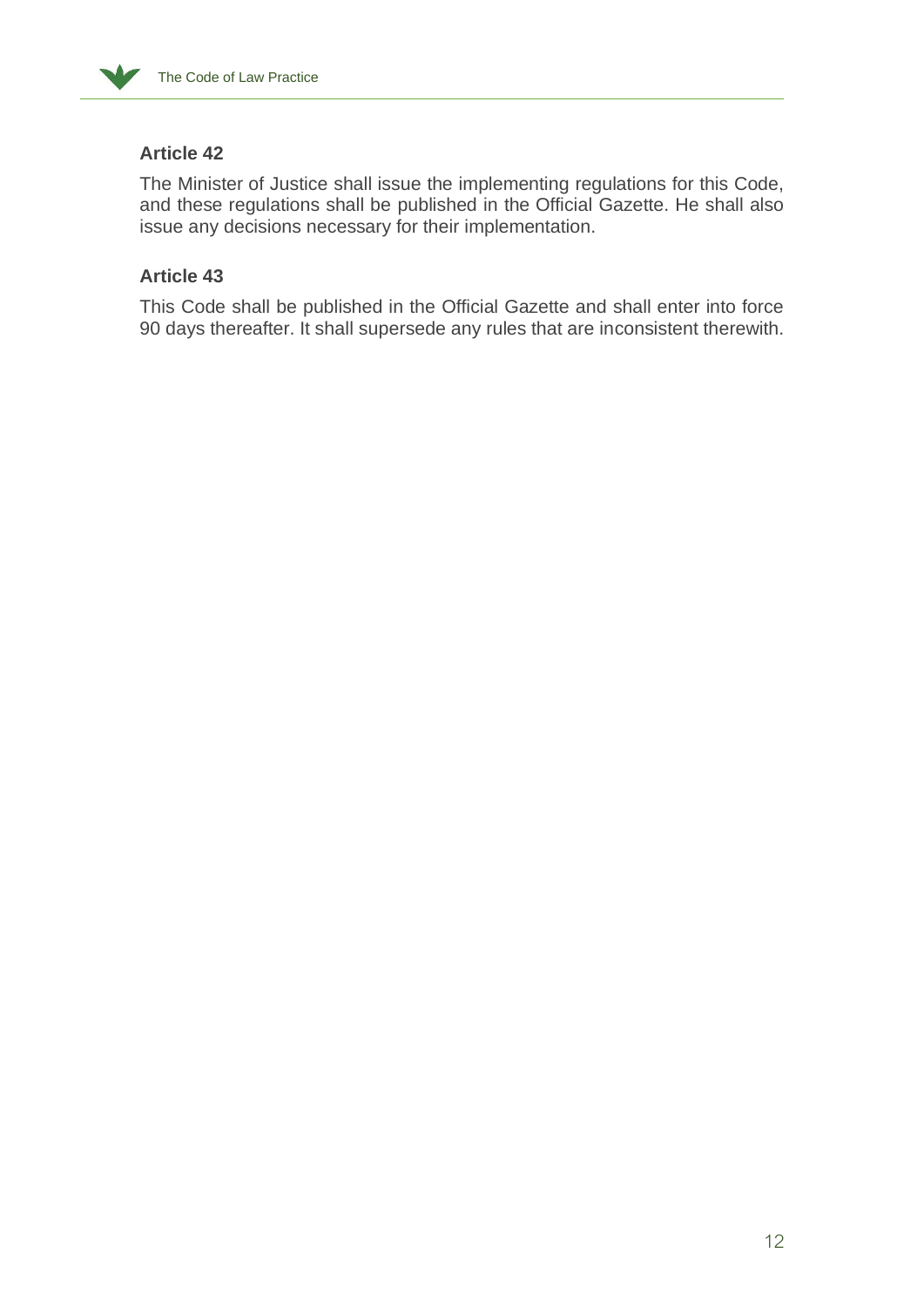### Article 42

The Minister of Justice shall issue the implementing regulations for this Code, and these regulations shall be published in the Official Gazette. He shall also issue any decisions necessary for their implementation.

### Article 43

This Code shall be published in the Official Gazette and shall enter into force 90 days thereafter. It shall supersede any rules that are inconsistent therewith.